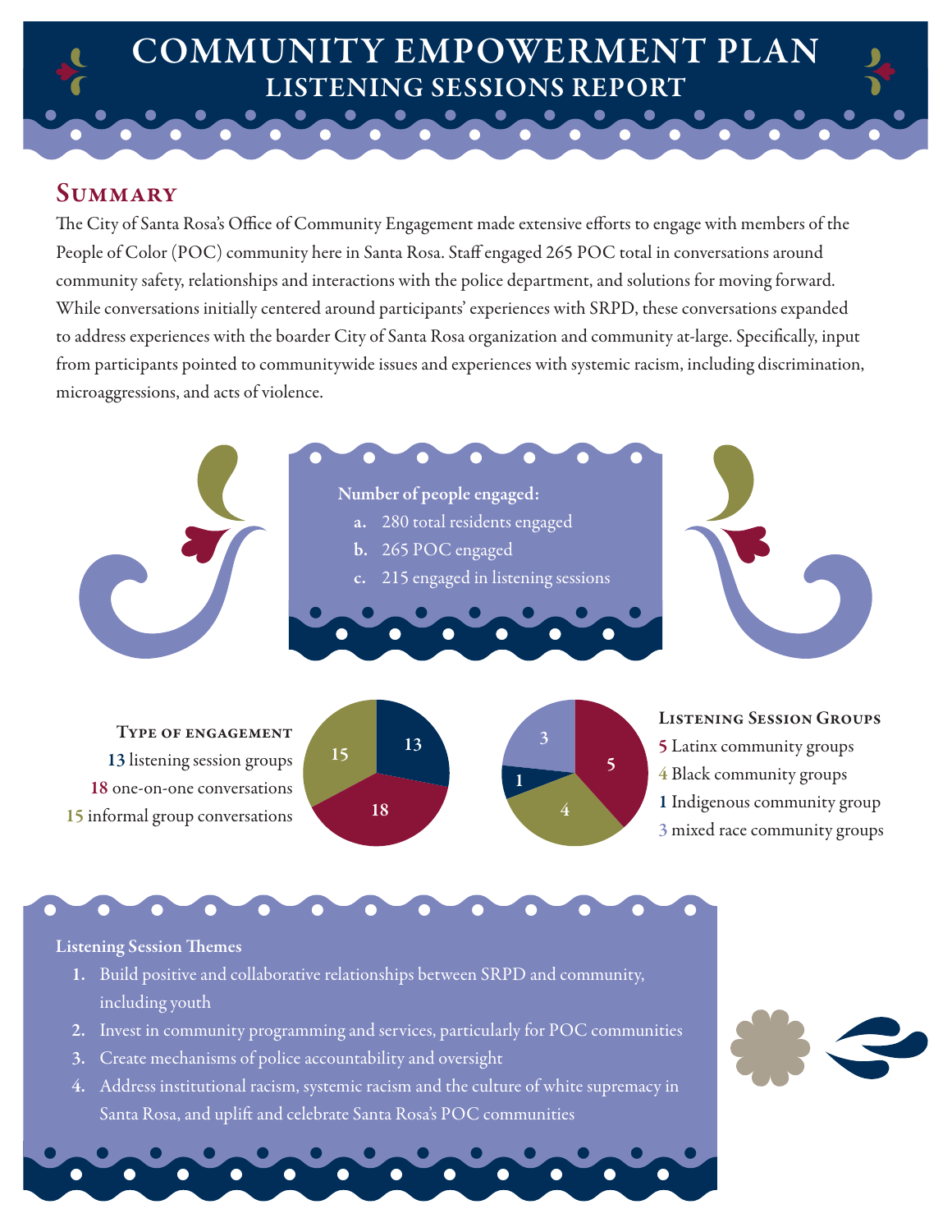# COMMUNITY EMPOWERMENT PLAN
## LISTENING SESSIONS REPORT

## Summary

The City of Santa Rosa's Office of Community Engagement made extensive efforts to engage with members of the People of Color (POC) community here in Santa Rosa. Staff engaged 265 POC total in conversations around community safety, relationships and interactions with the police department, and solutions for moving forward. While conversations initially centered around participants' experiences with SRPD, these conversations expanded to address experiences with the boarder City of Santa Rosa organization and community at-large. Specifically, input from participants pointed to communitywide issues and experiences with systemic racism, including discrimination, microaggressions, and acts of violence.

**Number of people engaged:**

- **a.** 280 total residents engaged
- **b.** 265 POC engaged
- **c.** 215 engaged in listening sessions

### Type of engagement

**13** listening session groups
**18** one-on-one conversations
**15** informal group conversations

### Listening Session Groups

**5** Latinx community groups
**4** Black community groups
**1** Indigenous community group
**3** mixed race community groups

**Listening Session Themes**

1. Build positive and collaborative relationships between SRPD and community, including youth
2. Invest in community programming and services, particularly for POC communities
3. Create mechanisms of police accountability and oversight
4. Address institutional racism, systemic racism and the culture of white supremacy in Santa Rosa, and uplift and celebrate Santa Rosa's POC communities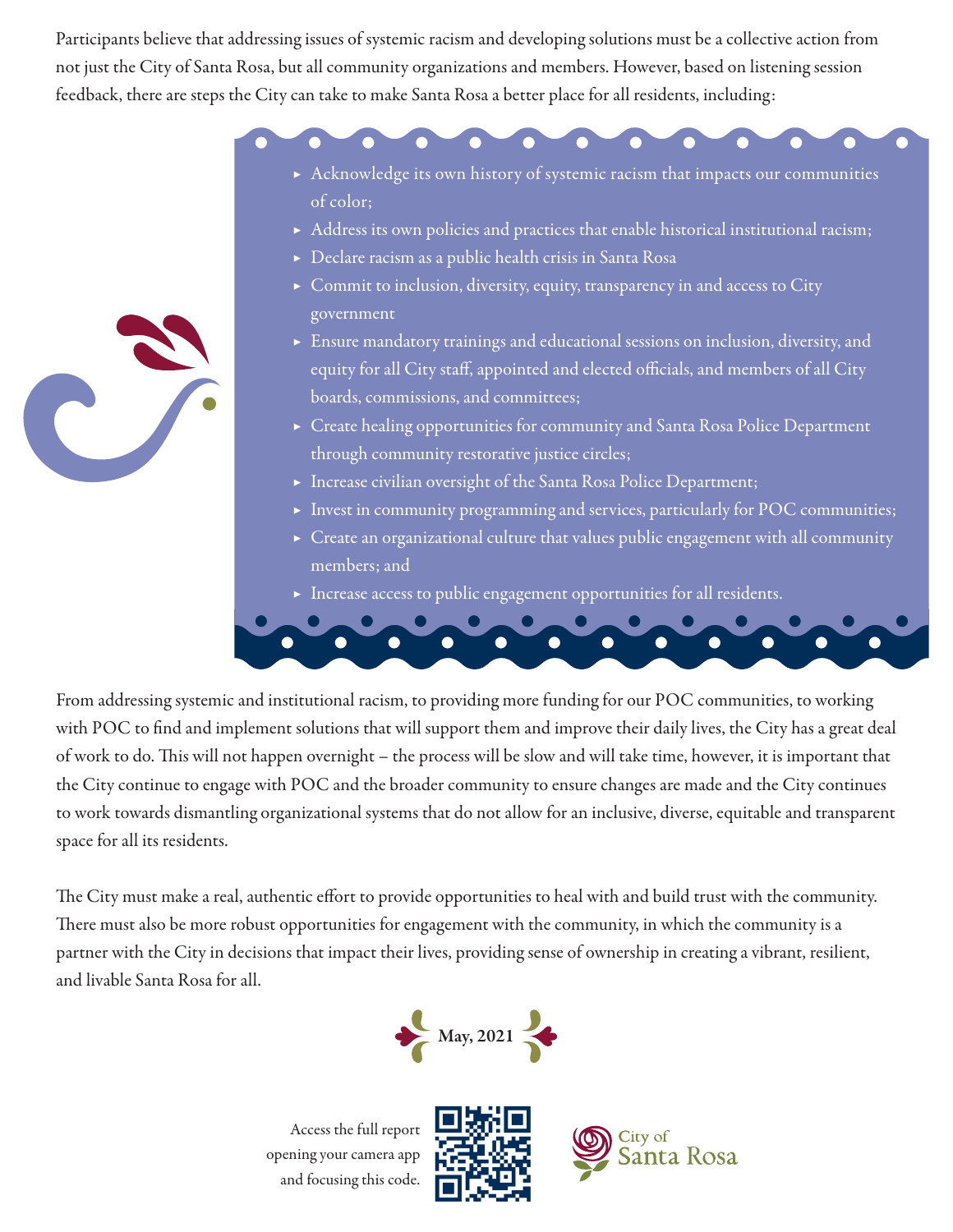Participants believe that addressing issues of systemic racism and developing solutions must be a collective action from not just the City of Santa Rosa, but all community organizations and members. However, based on listening session feedback, there are steps the City can take to make Santa Rosa a better place for all residents, including:

- Acknowledge its own history of systemic racism that impacts our communities of color;
- Address its own policies and practices that enable historical institutional racism;
- Declare racism as a public health crisis in Santa Rosa
- Commit to inclusion, diversity, equity, transparency in and access to City government
- Ensure mandatory trainings and educational sessions on inclusion, diversity, and equity for all City staff, appointed and elected officials, and members of all City boards, commissions, and committees;
- Create healing opportunities for community and Santa Rosa Police Department through community restorative justice circles;
- Increase civilian oversight of the Santa Rosa Police Department;
- Invest in community programming and services, particularly for POC communities;
- Create an organizational culture that values public engagement with all community members; and
- Increase access to public engagement opportunities for all residents.

From addressing systemic and institutional racism, to providing more funding for our POC communities, to working with POC to find and implement solutions that will support them and improve their daily lives, the City has a great deal of work to do. This will not happen overnight – the process will be slow and will take time, however, it is important that the City continue to engage with POC and the broader community to ensure changes are made and the City continues to work towards dismantling organizational systems that do not allow for an inclusive, diverse, equitable and transparent space for all its residents.

The City must make a real, authentic effort to provide opportunities to heal with and build trust with the community. There must also be more robust opportunities for engagement with the community, in which the community is a partner with the City in decisions that impact their lives, providing sense of ownership in creating a vibrant, resilient, and livable Santa Rosa for all.

**May, 2021**

Access the full report opening your camera app and focusing this code.

City of Santa Rosa